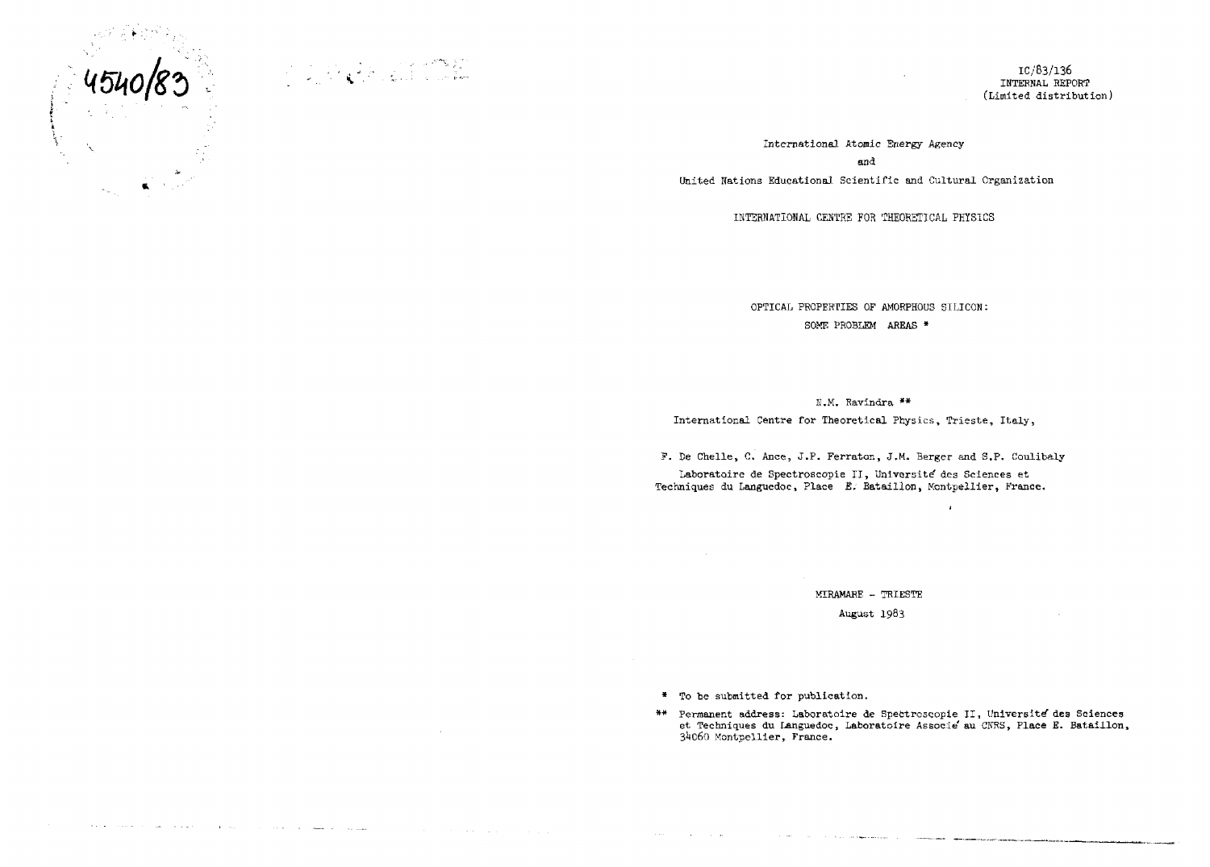4540/83

IC/83/136
INTERNAL REPORT
(Limited distribution)

International Atomic Energy Agency

and

United Nations Educational Scientific and Cultural Organization

INTERNATIONAL CENTRE FOR THEORETICAL PHYSICS

# OPTICAL PROPERTIES OF AMORPHOUS SILICON: SOME PROBLEM AREAS *

N.M. Ravindra **

International Centre for Theoretical Physics, Trieste, Italy,

F. De Chelle, C. Ance, J.P. Ferraton, J.M. Berger and S.P. Coulibaly

Laboratoire de Spectroscopie II, Université des Sciences et Techniques du Languedoc, Place E. Bataillon, Montpellier, France.

MIRAMARE – TRIESTE

August 1983

\* To be submitted for publication.

\*\* Permanent address: Laboratoire de Spectroscopie II, Université des Sciences et Techniques du Languedoc, Laboratoire Associé au CNRS, Place E. Bataillon, 34060 Montpellier, France.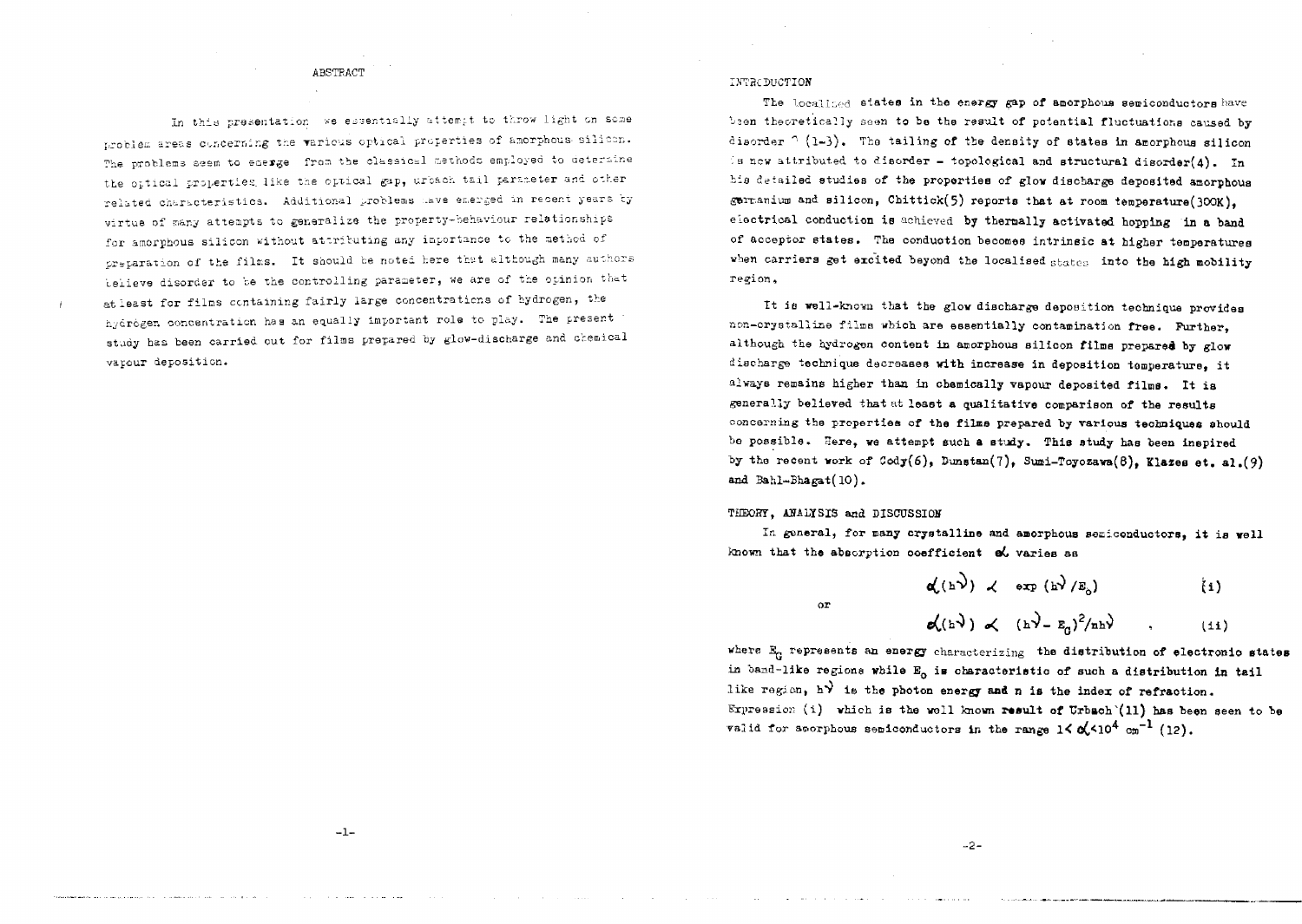## ABSTRACT

In this presentation we essentially attempt to throw light on some problem areas concerning the various optical properties of amorphous silicon. The problems seem to emerge from the classical methods employed to determine the optical properties like the optical gap, urbach tail parameter and other related characteristics. Additional problems have emerged in recent years by virtue of many attempts to generalize the property-behaviour relationships for amorphous silicon without attributing any importance to the method of preparation of the films. It should be noted here that although many authors believe disorder to be the controlling parameter, we are of the opinion that at least for films containing fairly large concentrations of hydrogen, the hydrogen concentration has an equally important role to play. The present study has been carried out for films prepared by glow-discharge and chemical vapour deposition.

## INTRODUCTION

The localized states in the energy gap of amorphous semiconductors have been theoretically seen to be the result of potential fluctuations caused by disorder (1-3). The tailing of the density of states in amorphous silicon is now attributed to disorder - topological and structural disorder(4). In his detailed studies of the properties of glow discharge deposited amorphous germanium and silicon, Chittick(5) reports that at room temperature(300K), electrical conduction is achieved by thermally activated hopping in a band of acceptor states. The conduction becomes intrinsic at higher temperatures when carriers get excited beyond the localised states into the high mobility region.

It is well-known that the glow discharge deposition technique provides non-crystalline films which are essentially contamination free. Further, although the hydrogen content in amorphous silicon films prepared by glow discharge technique decreases with increase in deposition temperature, it always remains higher than in chemically vapour deposited films. It is generally believed that at least a qualitative comparison of the results concerning the properties of the films prepared by various techniques should be possible. Here, we attempt such a study. This study has been inspired by the recent work of Cody(6), Dunstan(7), Sumi-Toyozawa(8), Klazes et. al.(9) and Bahl-Bhagat(10).

## THEORY, ANALYSIS and DISCUSSION

In general, for many crystalline and amorphous semiconductors, it is well known that the absorption coefficient $\alpha$ varies as

$$\alpha(h\nu) \propto \exp(h\nu/E_0) \qquad (i)$$

or

$$\alpha(h\nu) \propto (h\nu - E_G)^2/nh\nu \qquad (ii)$$

where $E_G$ represents an energy characterizing the distribution of electronic states in band-like regions while $E_0$ is characteristic of such a distribution in tail like region, $h\nu$ is the photon energy and n is the index of refraction. Expression (i) which is the well known result of Urbach (11) has been seen to be valid for amorphous semiconductors in the range $1 < \alpha < 10^4$ cm$^{-1}$ (12).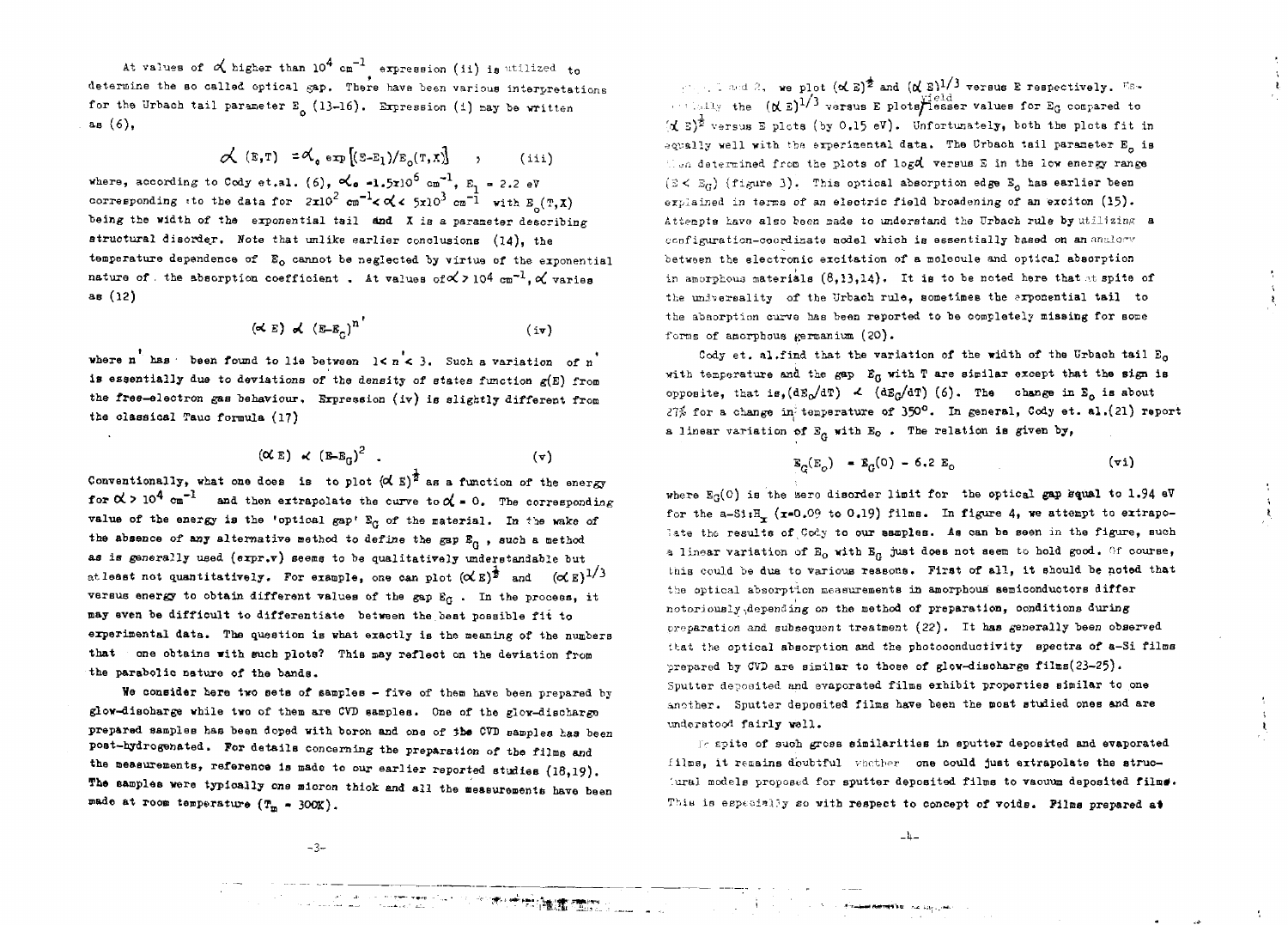At values of $\alpha$ higher than $10^4\ cm^{-1}$, expression (ii) is utilized to determine the so called optical gap. There have been various interpretations for the Urbach tail parameter $E_o$ (13-16). Expression (i) may be written as (6),

$$\alpha\ (E,T) = \alpha_o \exp\left[(E-E_1)/E_o(T,X)\right] \quad , \qquad \text{(iii)}$$

where, according to Cody et.al. (6), $\alpha_o = 1.5\times10^6\ cm^{-1}$, $E_1 = 2.2$ eV corresponding to the data for $2\times10^2\ cm^{-1} < \alpha < 5\times10^3\ cm^{-1}$ with $E_o(T,X)$ being the width of the exponential tail and X is a parameter describing structural disorder. Note that unlike earlier conclusions (14), the temperature dependence of $E_o$ cannot be neglected by virtue of the exponential nature of the absorption coefficient. At values of $\alpha > 10^4\ cm^{-1}$, $\alpha$ varies as (12)

$$(\alpha E) \propto (E-E_G)^{n'} \qquad \text{(iv)}$$

where $n'$ has been found to lie between $1 < n' < 3$. Such a variation of $n'$ is essentially due to deviations of the density of states function $g(E)$ from the free-electron gas behaviour. Expression (iv) is slightly different from the classical Tauc formula (17)

$$(\alpha E) \propto (E-E_G)^2 \ . \qquad \text{(v)}$$

Conventionally, what one does is to plot $(\alpha E)^{\frac{1}{2}}$ as a function of the energy for $\alpha > 10^4\ cm^{-1}$ and then extrapolate the curve to $\alpha = 0$. The corresponding value of the energy is the 'optical gap' $E_G$ of the material. In the wake of the absence of any alternative method to define the gap $E_G$, such a method as is generally used (expr.v) seems to be qualitatively understandable but at least not quantitatively. For example, one can plot $(\alpha E)^{\frac{1}{2}}$ and $(\alpha E)^{1/3}$ versus energy to obtain different values of the gap $E_G$. In the process, it may even be difficult to differentiate between the best possible fit to experimental data. The question is what exactly is the meaning of the numbers that one obtains with such plots? This may reflect on the deviation from the parabolic nature of the bands.

We consider here two sets of samples - five of them have been prepared by glow-discharge while two of them are CVD samples. One of the glow-discharge prepared samples has been doped with boron and one of the CVD samples has been post-hydrogenated. For details concerning the preparation of the films and the measurements, reference is made to our earlier reported studies (18,19). The samples were typically one micron thick and all the measurements have been made at room temperature ($T_m$ = 300K).

In figures 1 and 2, we plot $(\alpha E)^{\frac{1}{2}}$ and $(\alpha E)^{1/3}$ versus E respectively. Essentially the $(\alpha E)^{1/3}$ versus E plots yield lesser values for $E_G$ compared to $(\alpha E)^{\frac{1}{2}}$ versus E plots (by 0.15 eV). Unfortunately, both the plots fit in equally well with the experimental data. The Urbach tail parameter $E_o$ is then determined from the plots of $\log\alpha$ versus E in the low energy range ($E < E_G$) (figure 3). This optical absorption edge $E_o$ has earlier been explained in terms of an electric field broadening of an exciton (15). Attempts have also been made to understand the Urbach rule by utilizing a configuration-coordinate model which is essentially based on an analogy between the electronic excitation of a molecule and optical absorption in amorphous materials (8,13,14). It is to be noted here that in spite of the universality of the Urbach rule, sometimes the exponential tail to the absorption curve has been reported to be completely missing for some forms of amorphous germanium (20).

Cody et. al.find that the variation of the width of the Urbach tail $E_o$ with temperature and the gap $E_G$ with T are similar except that the sign is opposite, that is, $(dE_o/dT) \propto (dE_G/dT)$ (6). The change in $E_o$ is about 27% for a change in temperature of 350°. In general, Cody et. al.(21) report a linear variation of $E_G$ with $E_o$. The relation is given by,

$$E_G(E_o) = E_G(0) - 6.2\ E_o \qquad \text{(vi)}$$

where $E_G(0)$ is the zero disorder limit for the optical gap equal to 1.94 eV for the a-Si:$H_x$ (x=0.09 to 0.19) films. In figure 4, we attempt to extrapolate the results of Cody to our samples. As can be seen in the figure, such a linear variation of $E_o$ with $E_G$ just does not seem to hold good. Of course, this could be due to various reasons. First of all, it should be noted that the optical absorption measurements in amorphous semiconductors differ notoriously depending on the method of preparation, conditions during preparation and subsequent treatment (22). It has generally been observed that the optical absorption and the photoconductivity spectra of a-Si films prepared by CVD are similar to those of glow-discharge films(23-25). Sputter deposited and evaporated films exhibit properties similar to one another. Sputter deposited films have been the most studied ones and are understood fairly well.

In spite of such gross similarities in sputter deposited and evaporated films, it remains doubtful whether one could just extrapolate the structural models proposed for sputter deposited films to vacuum deposited films. This is especially so with respect to concept of voids. Films prepared at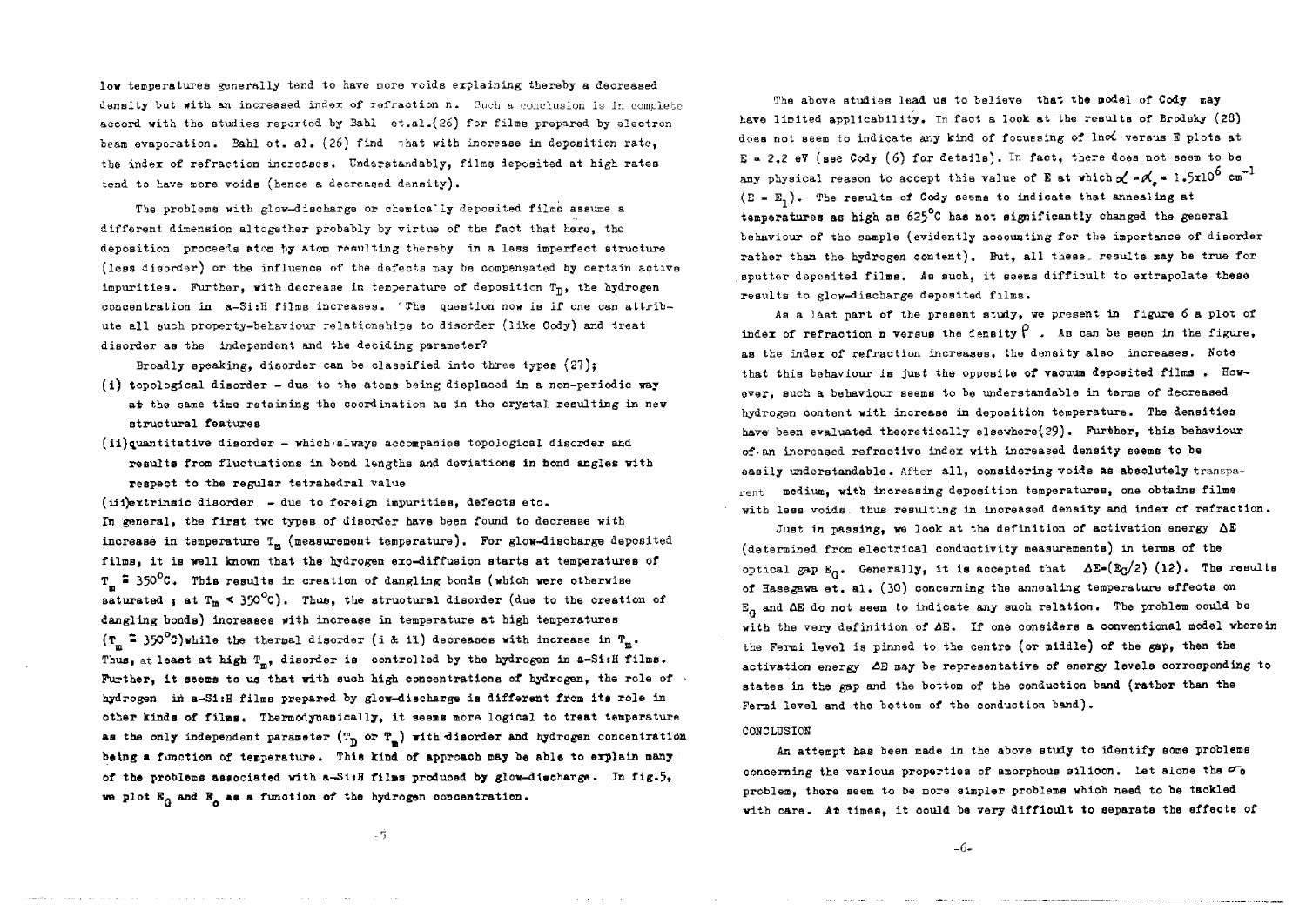low temperatures generally tend to have more voids explaining thereby a decreased density but with an increased index of refraction n. Such a conclusion is in complete accord with the studies reported by Bahl et.al.(26) for films prepared by electron beam evaporation. Bahl et. al. (26) find that with increase in deposition rate, the index of refraction increases. Understandably, films deposited at high rates tend to have more voids (hence a decreased density).

The problems with glow-discharge or chemically deposited films assume a different dimension altogether probably by virtue of the fact that here, the deposition proceeds atom by atom resulting thereby in a less imperfect structure (less disorder) or the influence of the defects may be compensated by certain active impurities. Further, with decrease in temperature of deposition $T_D$, the hydrogen concentration in a-Si:H films increases. The question now is if one can attribute all such property-behaviour relationships to disorder (like Cody) and treat disorder as the independent and the deciding parameter?

Broadly speaking, disorder can be classified into three types (27);

(i) topological disorder - due to the atoms being displaced in a non-periodic way at the same time retaining the coordination as in the crystal resulting in new structural features

(ii) quantitative disorder - which always accompanies topological disorder and results from fluctuations in bond lengths and deviations in bond angles with respect to the regular tetrahedral value

(iii) extrinsic disorder - due to foreign impurities, defects etc.

In general, the first two types of disorder have been found to decrease with increase in temperature $T_m$ (measurement temperature). For glow-discharge deposited films, it is well known that the hydrogen exo-diffusion starts at temperatures of $T_m \simeq 350^{\circ}C$. This results in creation of dangling bonds (which were otherwise saturated ; at $T_m < 350^{\circ}C$). Thus, the structural disorder (due to the creation of dangling bonds) increases with increase in temperature at high temperatures ($T_m \simeq 350^{\circ}C$) while the thermal disorder (i & ii) decreases with increase in $T_m$. Thus, at least at high $T_m$, disorder is controlled by the hydrogen in a-Si:H films. Further, it seems to us that with such high concentrations of hydrogen, the role of hydrogen in a-Si:H films prepared by glow-discharge is different from its role in other kinds of films. Thermodynamically, it seems more logical to treat temperature as the only independent parameter ($T_D$ or $T_m$) with disorder and hydrogen concentration being a function of temperature. This kind of approach may be able to explain many of the problems associated with a-Si:H films produced by glow-discharge. In fig.5, we plot $E_G$ and $E_o$ as a function of the hydrogen concentration.

The above studies lead us to believe that the model of Cody may have limited applicability. In fact a look at the results of Brodsky (28) does not seem to indicate any kind of focussing of $\ln\alpha$ versus E plots at E = 2.2 eV (see Cody (6) for details). In fact, there does not seem to be any physical reason to accept this value of E at which $\alpha = \alpha_o = 1.5 \times 10^6$ cm$^{-1}$ ($E = E_1$). The results of Cody seems to indicate that annealing at temperatures as high as 625°C has not significantly changed the general behaviour of the sample (evidently accounting for the importance of disorder rather than the hydrogen content). But, all these results may be true for sputter deposited films. As such, it seems difficult to extrapolate these results to glow-discharge deposited films.

As a last part of the present study, we present in figure 6 a plot of index of refraction n versus the density $\rho$ . As can be seen in the figure, as the index of refraction increases, the density also increases. Note that this behaviour is just the opposite of vacuum deposited films . However, such a behaviour seems to be understandable in terms of decreased hydrogen content with increase in deposition temperature. The densities have been evaluated theoretically elsewhere(29). Further, this behaviour of an increased refractive index with increased density seems to be easily understandable. After all, considering voids as absolutely transparent medium, with increasing deposition temperatures, one obtains films with less voids thus resulting in increased density and index of refraction.

Just in passing, we look at the definition of activation energy $\Delta E$ (determined from electrical conductivity measurements) in terms of the optical gap $E_G$. Generally, it is accepted that $\Delta E = (E_G/2)$ (12). The results of Hasegawa et. al. (30) concerning the annealing temperature effects on $E_G$ and $\Delta E$ do not seem to indicate any such relation. The problem could be with the very definition of $\Delta E$. If one considers a conventional model wherein the Fermi level is pinned to the centre (or middle) of the gap, then the activation energy $\Delta E$ may be representative of energy levels corresponding to states in the gap and the bottom of the conduction band (rather than the Fermi level and the bottom of the conduction band).

## CONCLUSION

An attempt has been made in the above study to identify some problems concerning the various properties of amorphous silicon. Let alone the $\sigma_o$ problem, there seem to be more simpler problems which need to be tackled with care. At times, it could be very difficult to separate the effects of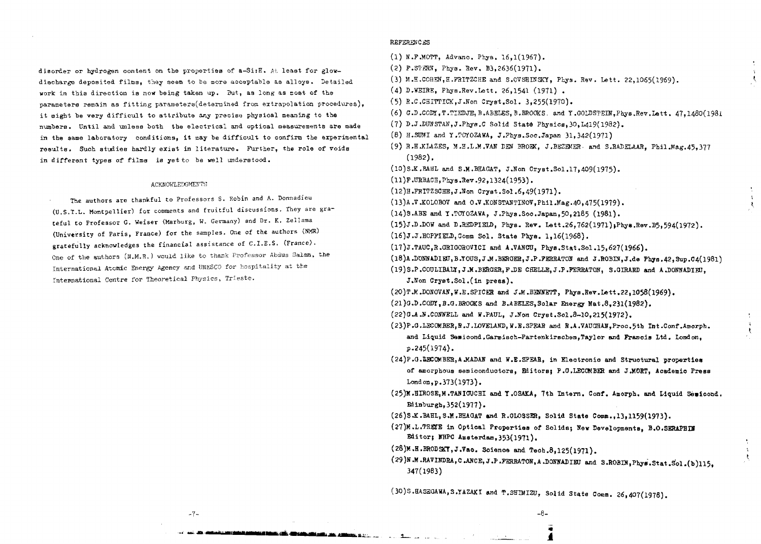disorder or hydrogen content on the properties of a-Si:H. At least for glow-discharge deposited films, they seem to be more acceptable as alloys. Detailed work in this direction is now being taken up. But, as long as most of the parameters remain as fitting parameters(determined from extrapolation procedures), it might be very difficult to attribute any precise physical meaning to the numbers. Until and unless both the electrical and optical measurements are made in the same laboratory conditions, it may be difficult to confirm the experimental results. Such studies hardly exist in literature. Further, the role of voids in different types of films is yet to be well understood.

## ACKNOWLEDGMENTS

The authors are thankful to Professors S. Robin and A. Donnadieu (U.S.T.L. Montpellier) for comments and fruitful discussions. They are grateful to Professor G. Weiser (Marburg, W. Germany) and Dr. K. Zellama (University of Paris, France) for the samples. One of the authors (NMR) gratefully acknowledges the financial assistance of C.I.E.S. (France). One of the authors (N.M.R.) would like to thank Professor Abdus Salam, the International Atomic Energy Agency and UNESCO for hospitality at the International Centre for Theoretical Physics, Trieste.

## REFERENCES

(1) N.F.MOTT, Advanc. Phys. 16,1(1967).

(2) F.STERN, Phys. Rev. B3,2636(1971).

(3) M.H.COHEN,H.FRITZCHE and S.OVSHINSKY, Phys. Rev. Lett. 22,1065(1969).

(4) D.WEIRE, Phys.Rev.Lett. 26,1541 (1971) .

(5) R.C.CHITTICK,J.Non Cryst.Sol. 3,255(1970).

(6) G.D.CODY,T.TIEDJE,B.ABELES,B.BROOKS. and Y.GOLDSTEIN,Phys.Rev.Lett. 47,1480(1981

(7) D.J.DUNSTAN,J.Phys.C Solid State Physics,30,L419(1982).

(8) H.SUMI and Y.TOYOZAWA, J.Phys.Soc.Japan 31,342(1971)

(9) R.H.KLAZES, M.H.L.M.VAN DEN BROEK, J.BEZEMER and S.RADELAAR, Phil.Mag.45,377 (1982).

(10)S.K.BAHL and S.M.BHAGAT, J.Non Cryst.Sol.17,409(1975).

(11)F.URBACH,Phys.Rev.92,1324(1953).

(12)H.FRITZSCHE,J.Non Cryst.Sol.6,49(1971).

(13)A.V.KOLOBOV and O.V.KONSTANTINOV,Phil.Mag.40,475(1979).

(14)S.ABE and Y.TOYOZAWA, J.Phys.Soc.Japan,50,2185 (1981).

(15)J.D.DOW and D.REDFIELD, Phys. Rev. Lett.26,762(1971);Phys.Rev.B5,594(1972).

(16)J.J.HOPFIELD,Comm Sol. State Phys. 1,16(1968).

(17)J.TAUC,R.GRIGOROVICI and A.VANCU, Phys.Stat.Sol.15,627(1966).

(18)A.DONNADIEU,B.YOUS,J.M.BERGER,J.P.FERRATON and J.ROBIN,J.de Phys.42,Sup.C4(1981)

(19)S.P.COULIBALY,J.M.BERGER,F.DE CHELLE,J.P.FERRATON, S.GIRARD and A.DONNADIEU, J.Non Cryst.Sol.(in press).

(20)T.M.DONOVAN,W.E.SPICER and J.M.BENNETT, Phys.Rev.Lett.22,1058(1969).

(21)G.D.CODY,B.G.BROOKS and B.ABELES,Solar Energy Mat.8,231(1982).

(22)G.A.N.CONNELL and W.PAUL, J.Non Cryst.Sol.8-10,215(1972).

(23)P.G.LECOMBER,R.J.LOVELAND,W.E.SPEAR and R.A.VAUGHAN,Proc.5th Int.Conf.Amorph. and Liquid Semicond.Garmisch-Partenkirschen,Taylor and Francis Ltd. London, p.245(1974).

(24)P.G.LECOMBER,A.MADAN and W.E.SPEAR, in Electronic and Structural properties of amorphous semiconductors, Editors; P.G.LECOMBER and J.MORT, Academic Press London,p.373(1973).

(25)M.HIROSE,M.TANIGUCHI and Y.OSAKA, 7th Intern. Conf. Amorph. and Liquid Semicond. Edinburgh,352(1977).

(26)S.K.BAHL,S.M.BHAGAT and R.GLOSSER, Solid State Comm.,13,1159(1973).

(27)M.L.THEYE in Optical Properties of Solids; New Developments, B.O.SERAPHIN Editor; NHPC Amsterdam,353(1971).

(28)M.H.BRODSKY,J.Vac. Science and Tech.8,125(1971).

(29)N.M.RAVINDRA,C.ANCE,J.P.FERRATON,A.DONNADIEU and S.ROBIN,Phys.Stat.Sol.(b)115, 347(1983)

(30)S.HASEGAWA,S.YAZAKI and T.SHIMIZU, Solid State Comm. 26,407(1978).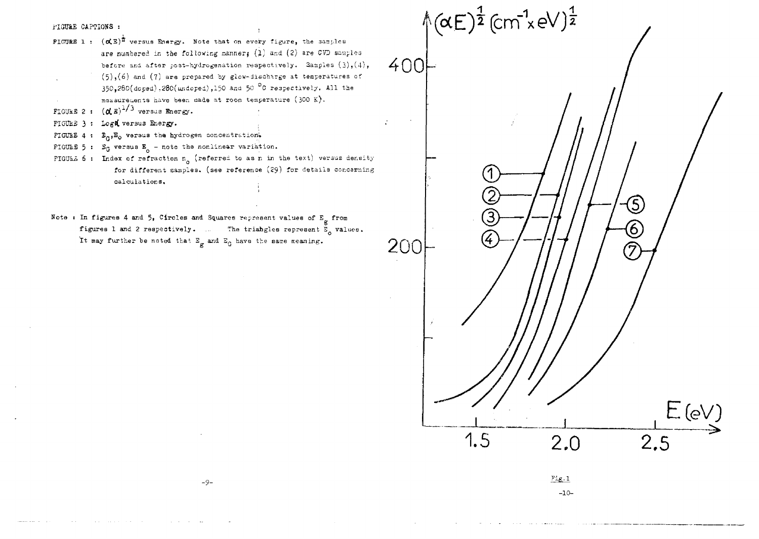FIGURE CAPTIONS :

FIGURE 1 : $(\alpha E)^{\frac{1}{2}}$ versus Energy. Note that on every figure, the samples are numbered in the following manner; (1) and (2) are CVD samples before and after post-hydrogenation respectively. Samples (3), (4), (5), (6) and (7) are prepared by glow-discharge at temperatures of 350, 280(doped), 280(undoped), 150 and 50 °C respectively. All the measurements have been made at room temperature (300 K).

FIGURE 2 : $(\alpha E)^{1/3}$ versus Energy.

FIGURE 3 : $\text{Log}\,\alpha$ versus Energy.

FIGURE 4 : $E_G, E_o$ versus the hydrogen concentration.

FIGURE 5 : $E_G$ versus $E_o$ – note the nonlinear variation.

FIGURE 6 : Index of refraction $n_o$ (referred to as n in the text) versus density for different samples. (see reference (29) for details concerning calculations.

Note : In figures 4 and 5, Circles and Squares represent values of $E_g$ from figures 1 and 2 respectively. The triangles represent $E_o$ values. It may further be noted that $E_g$ and $E_G$ have the same meaning.

$(\alpha E)^{\frac{1}{2}}$ $(cm^{-1} \times eV)^{\frac{1}{2}}$

E (eV)

Fig.1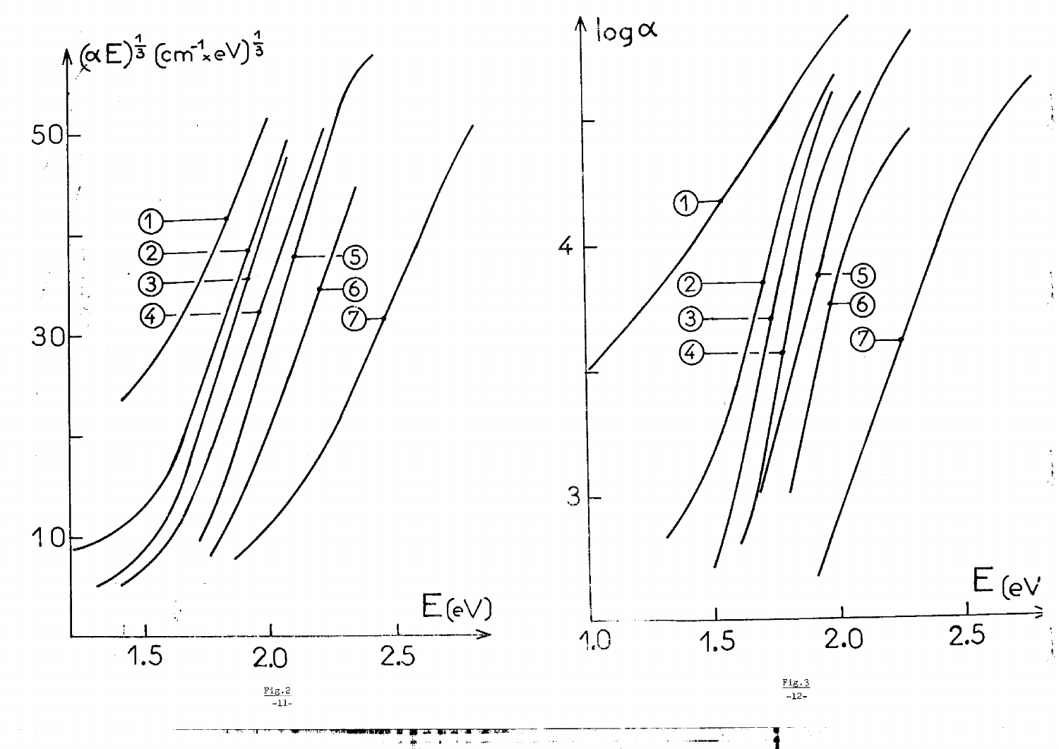Fig.2

Fig.3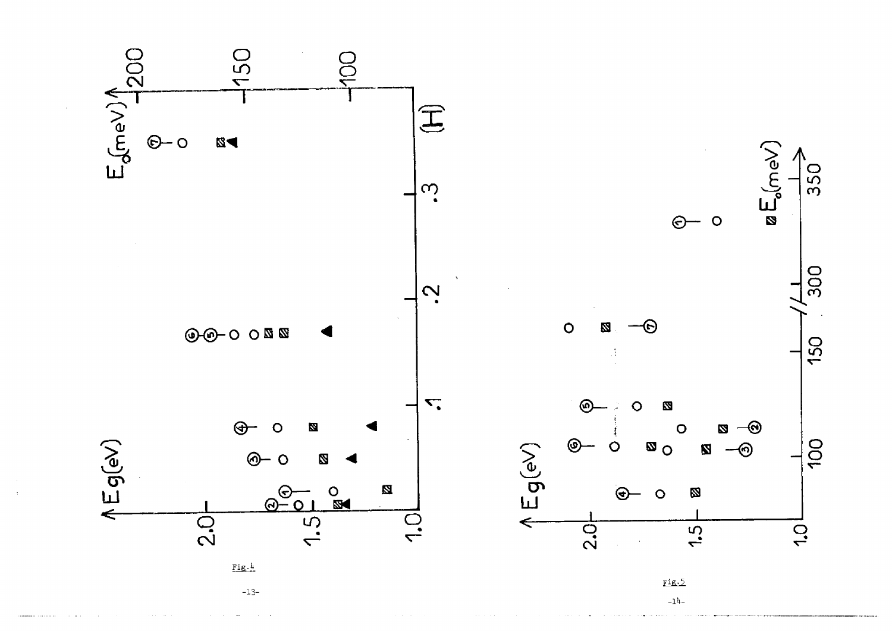Fig.4

Fig.5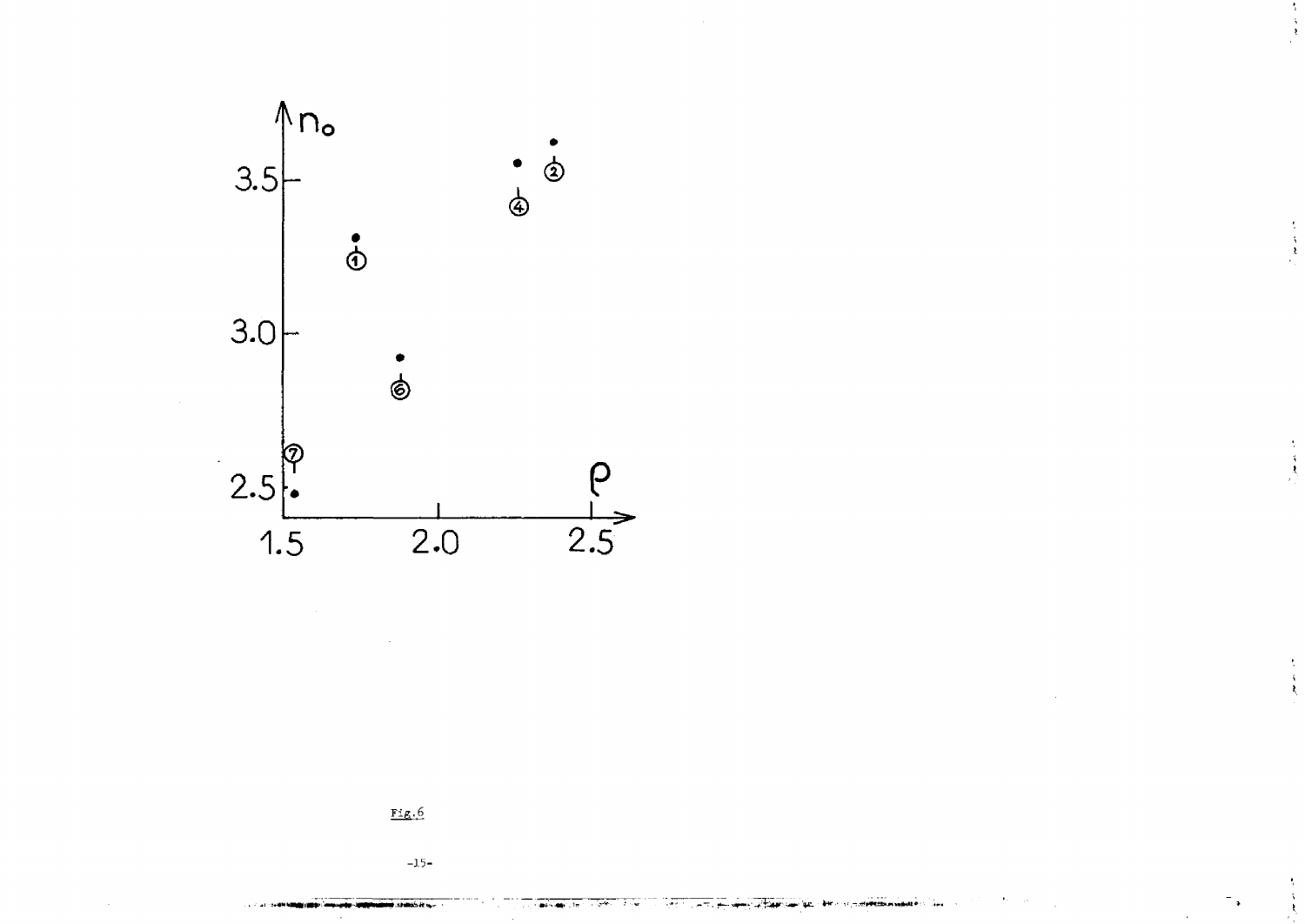$n_o$

3.5

3.0

2.5

1.5

2.0

2.5

$\rho$

①

②

④

⑥

⑦

Fig.6